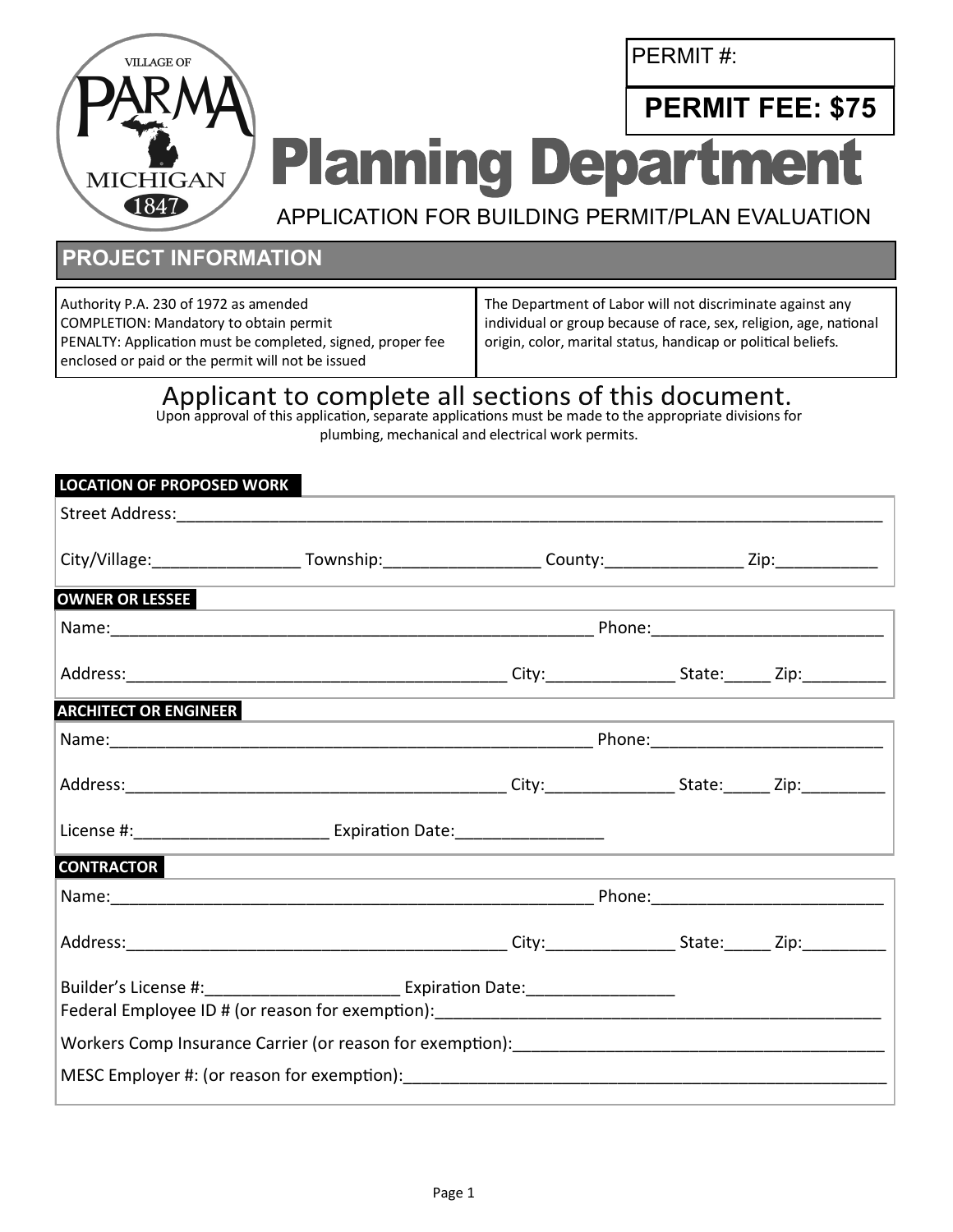VILLAGE OF PARMA MICHIGAN 1847

PERMIT #:

**PERMIT FEE: $75**

# Planning Department

APPLICATION FOR BUILDING PERMIT/PLAN EVALUATION

## PROJECT INFORMATION

| Authority P.A. 230 of 1972 as amended<br>COMPLETION: Mandatory to obtain permit<br>PENALTY: Application must be completed, signed, proper fee enclosed or paid or the permit will not be issued | The Department of Labor will not discriminate against any individual or group because of race, sex, religion, age, national origin, color, marital status, handicap or political beliefs. |
|---|---|

### Applicant to complete all sections of this document.

Upon approval of this application, separate applications must be made to the appropriate divisions for plumbing, mechanical and electrical work permits.

**LOCATION OF PROPOSED WORK**

Street Address:_______________________________________________

City/Village:________________ Township:_________________ County:_______________ Zip:___________

**OWNER OR LESSEE**

Name:_______________________________________________ Phone:_________________________

Address:__________________________________________ City:______________ State:_____ Zip:_________

**ARCHITECT OR ENGINEER**

Name:_______________________________________________ Phone:_________________________

Address:__________________________________________ City:______________ State:_____ Zip:_________

License #:_____________________ Expiration Date:________________

**CONTRACTOR**

Name:_______________________________________________ Phone:_________________________

Address:__________________________________________ City:______________ State:_____ Zip:_________

Builder's License #:_____________________ Expiration Date:________________

Federal Employee ID # (or reason for exemption):_______________________________________________

Workers Comp Insurance Carrier (or reason for exemption):_________________________________________

MESC Employer #: (or reason for exemption):___________________________________________________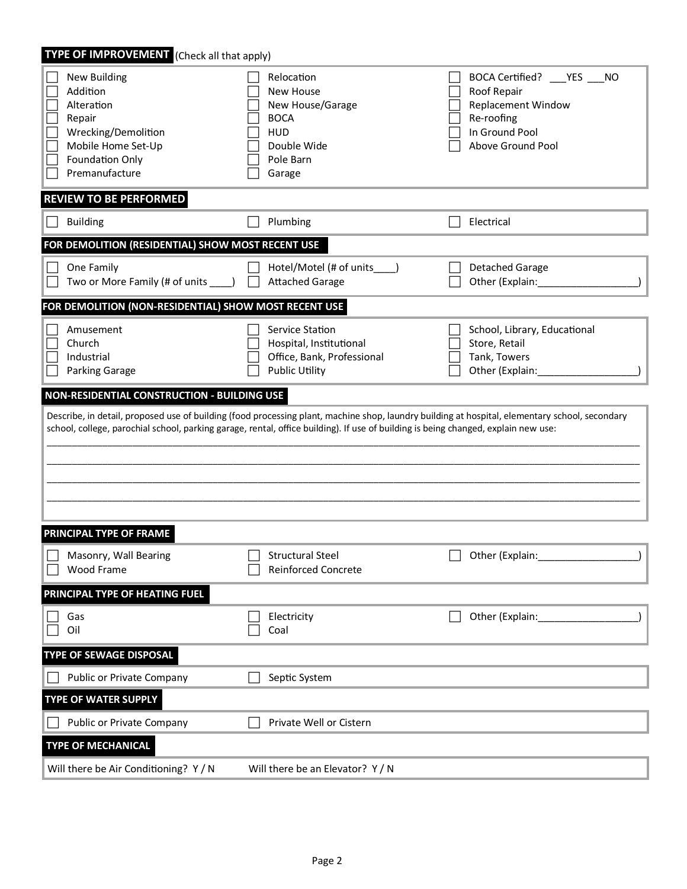## TYPE OF IMPROVEMENT (Check all that apply)

- ☐ New Building
- ☐ Addition
- ☐ Alteration
- ☐ Repair
- ☐ Wrecking/Demolition
- ☐ Mobile Home Set-Up
- ☐ Foundation Only
- ☐ Premanufacture
- ☐ Relocation
- ☐ New House
- ☐ New House/Garage
- ☐ BOCA
- ☐ HUD
- ☐ Double Wide
- ☐ Pole Barn
- ☐ Garage
- ☐ BOCA Certified? ___YES ___NO
- ☐ Roof Repair
- ☐ Replacement Window
- ☐ Re-roofing
- ☐ In Ground Pool
- ☐ Above Ground Pool

## REVIEW TO BE PERFORMED

- ☐ Building
- ☐ Plumbing
- ☐ Electrical

## FOR DEMOLITION (RESIDENTIAL) SHOW MOST RECENT USE

- ☐ One Family
- ☐ Two or More Family (# of units ____)
- ☐ Hotel/Motel (# of units____)
- ☐ Attached Garage
- ☐ Detached Garage
- ☐ Other (Explain:_________________)

## FOR DEMOLITION (NON-RESIDENTIAL) SHOW MOST RECENT USE

- ☐ Amusement
- ☐ Church
- ☐ Industrial
- ☐ Parking Garage
- ☐ Service Station
- ☐ Hospital, Institutional
- ☐ Office, Bank, Professional
- ☐ Public Utility
- ☐ School, Library, Educational
- ☐ Store, Retail
- ☐ Tank, Towers
- ☐ Other (Explain:_________________)

## NON-RESIDENTIAL CONSTRUCTION - BUILDING USE

Describe, in detail, proposed use of building (food processing plant, machine shop, laundry building at hospital, elementary school, secondary school, college, parochial school, parking garage, rental, office building). If use of building is being changed, explain new use:

________________________________________________________________________________

________________________________________________________________________________

________________________________________________________________________________

________________________________________________________________________________

## PRINCIPAL TYPE OF FRAME

- ☐ Masonry, Wall Bearing
- ☐ Wood Frame
- ☐ Structural Steel
- ☐ Reinforced Concrete
- ☐ Other (Explain:_________________)

## PRINCIPAL TYPE OF HEATING FUEL

- ☐ Gas
- ☐ Oil
- ☐ Electricity
- ☐ Coal
- ☐ Other (Explain:_________________)

## TYPE OF SEWAGE DISPOSAL

- ☐ Public or Private Company
- ☐ Septic System

## TYPE OF WATER SUPPLY

- ☐ Public or Private Company
- ☐ Private Well or Cistern

## TYPE OF MECHANICAL

Will there be Air Conditioning? Y / N

Will there be an Elevator? Y / N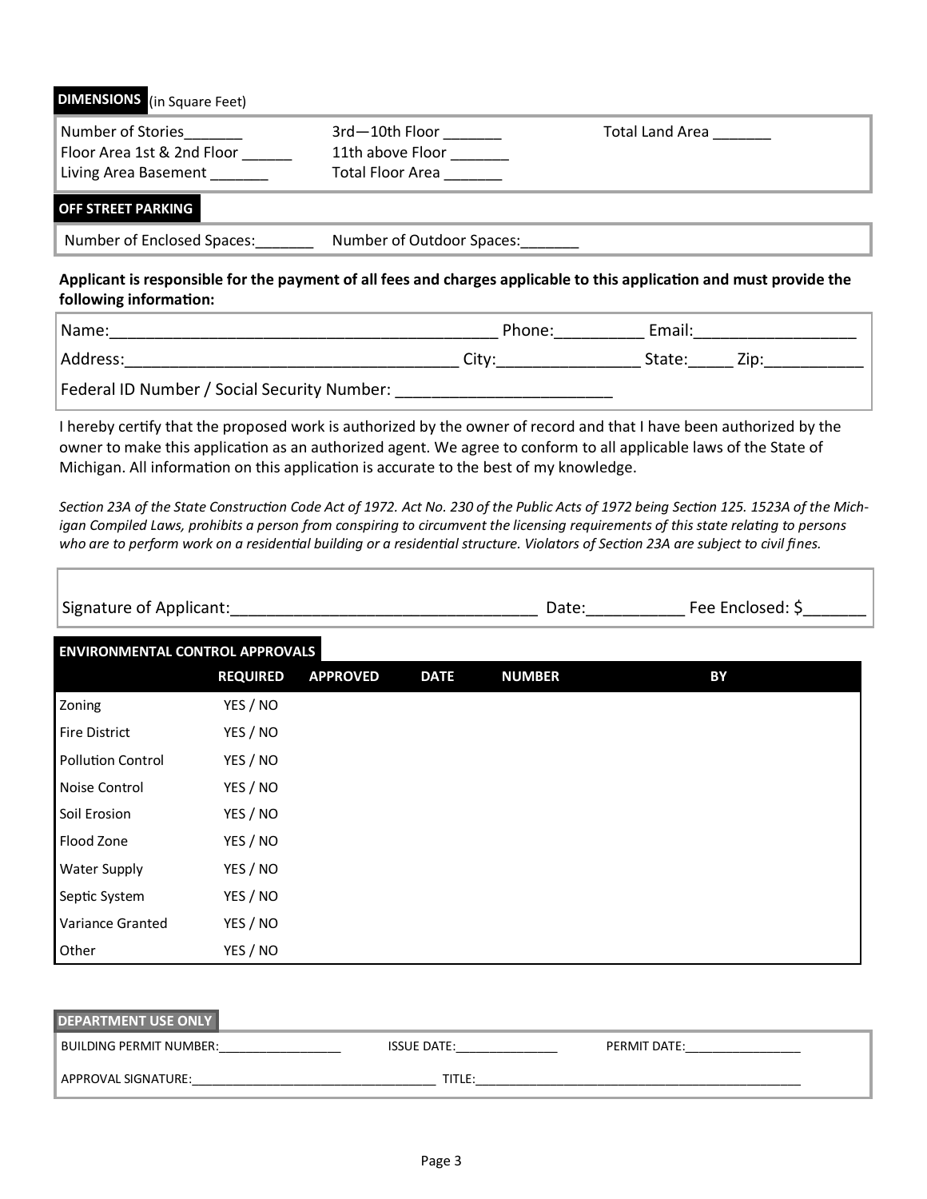**DIMENSIONS** (in Square Feet)

Number of Stories_______ 3rd—10th Floor _______ Total Land Area _______

Floor Area 1st & 2nd Floor ______ 11th above Floor _______

Living Area Basement _______ Total Floor Area _______

**OFF STREET PARKING**

Number of Enclosed Spaces:_______ Number of Outdoor Spaces:_______

**Applicant is responsible for the payment of all fees and charges applicable to this application and must provide the following information:**

Name:____________________________________________ Phone:__________ Email:__________________

Address:_____________________________________ City:________________ State:_____ Zip:___________

Federal ID Number / Social Security Number: ________________________

I hereby certify that the proposed work is authorized by the owner of record and that I have been authorized by the owner to make this application as an authorized agent. We agree to conform to all applicable laws of the State of Michigan. All information on this application is accurate to the best of my knowledge.

*Section 23A of the State Construction Code Act of 1972. Act No. 230 of the Public Acts of 1972 being Section 125. 1523A of the Michigan Compiled Laws, prohibits a person from conspiring to circumvent the licensing requirements of this state relating to persons who are to perform work on a residential building or a residential structure. Violators of Section 23A are subject to civil fines.*

Signature of Applicant:_________________________________ Date:__________ Fee Enclosed: $_______

**ENVIRONMENTAL CONTROL APPROVALS**

| | REQUIRED | APPROVED | DATE | NUMBER | BY |
|---|---|---|---|---|---|
| Zoning | YES / NO | | | | |
| Fire District | YES / NO | | | | |
| Pollution Control | YES / NO | | | | |
| Noise Control | YES / NO | | | | |
| Soil Erosion | YES / NO | | | | |
| Flood Zone | YES / NO | | | | |
| Water Supply | YES / NO | | | | |
| Septic System | YES / NO | | | | |
| Variance Granted | YES / NO | | | | |
| Other | YES / NO | | | | |

**DEPARTMENT USE ONLY**

BUILDING PERMIT NUMBER:__________________ ISSUE DATE:_______________ PERMIT DATE:_________________

APPROVAL SIGNATURE:____________________________________ TITLE:________________________________________________